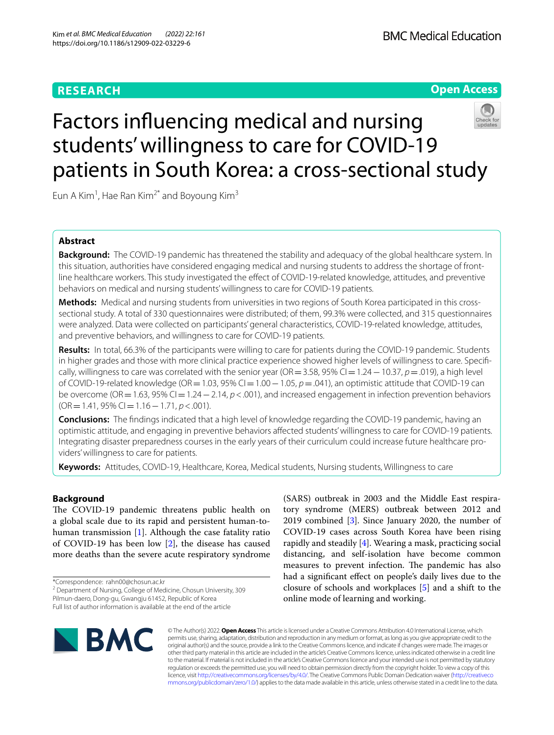RESEARCH

Open Access

# Factors influencing medical and nursing students' willingness to care for COVID-19 patients in South Korea: a cross-sectional study

Eun A Kim[1], Hae Ran Kim[2*] and Boyoung Kim[3]

## Abstract

**Background:** The COVID-19 pandemic has threatened the stability and adequacy of the global healthcare system. In this situation, authorities have considered engaging medical and nursing students to address the shortage of front-line healthcare workers. This study investigated the effect of COVID-19-related knowledge, attitudes, and preventive behaviors on medical and nursing students' willingness to care for COVID-19 patients.

**Methods:** Medical and nursing students from universities in two regions of South Korea participated in this cross-sectional study. A total of 330 questionnaires were distributed; of them, 99.3% were collected, and 315 questionnaires were analyzed. Data were collected on participants' general characteristics, COVID-19-related knowledge, attitudes, and preventive behaviors, and willingness to care for COVID-19 patients.

**Results:** In total, 66.3% of the participants were willing to care for patients during the COVID-19 pandemic. Students in higher grades and those with more clinical practice experience showed higher levels of willingness to care. Specifically, willingness to care was correlated with the senior year (OR = 3.58, 95% CI = 1.24 − 10.37, $p = .019$), a high level of COVID-19-related knowledge (OR = 1.03, 95% CI = 1.00 − 1.05, $p = .041$), an optimistic attitude that COVID-19 can be overcome (OR = 1.63, 95% CI = 1.24 − 2.14, $p < .001$), and increased engagement in infection prevention behaviors (OR = 1.41, 95% CI = 1.16 − 1.71, $p < .001$).

**Conclusions:** The findings indicated that a high level of knowledge regarding the COVID-19 pandemic, having an optimistic attitude, and engaging in preventive behaviors affected students' willingness to care for COVID-19 patients. Integrating disaster preparedness courses in the early years of their curriculum could increase future healthcare providers' willingness to care for patients.

**Keywords:** Attitudes, COVID-19, Healthcare, Korea, Medical students, Nursing students, Willingness to care

## Background

The COVID-19 pandemic threatens public health on a global scale due to its rapid and persistent human-to-human transmission [1]. Although the case fatality ratio of COVID-19 has been low [2], the disease has caused more deaths than the severe acute respiratory syndrome (SARS) outbreak in 2003 and the Middle East respiratory syndrome (MERS) outbreak between 2012 and 2019 combined [3]. Since January 2020, the number of COVID-19 cases across South Korea have been rising rapidly and steadily [4]. Wearing a mask, practicing social distancing, and self-isolation have become common measures to prevent infection. The pandemic has also had a significant effect on people's daily lives due to the closure of schools and workplaces [5] and a shift to the online mode of learning and working.

*Correspondence: rahn00@chosun.ac.kr

[2] Department of Nursing, College of Medicine, Chosun University, 309 Pilmun-daero, Dong-gu, Gwangju 61452, Republic of Korea

Full list of author information is available at the end of the article

© The Author(s) 2022. **Open Access** This article is licensed under a Creative Commons Attribution 4.0 International License, which permits use, sharing, adaptation, distribution and reproduction in any medium or format, as long as you give appropriate credit to the original author(s) and the source, provide a link to the Creative Commons licence, and indicate if changes were made. The images or other third party material in this article are included in the article's Creative Commons licence, unless indicated otherwise in a credit line to the material. If material is not included in the article's Creative Commons licence and your intended use is not permitted by statutory regulation or exceeds the permitted use, you will need to obtain permission directly from the copyright holder. To view a copy of this licence, visit http://creativecommons.org/licenses/by/4.0/. The Creative Commons Public Domain Dedication waiver (http://creativecommons.org/publicdomain/zero/1.0/) applies to the data made available in this article, unless otherwise stated in a credit line to the data.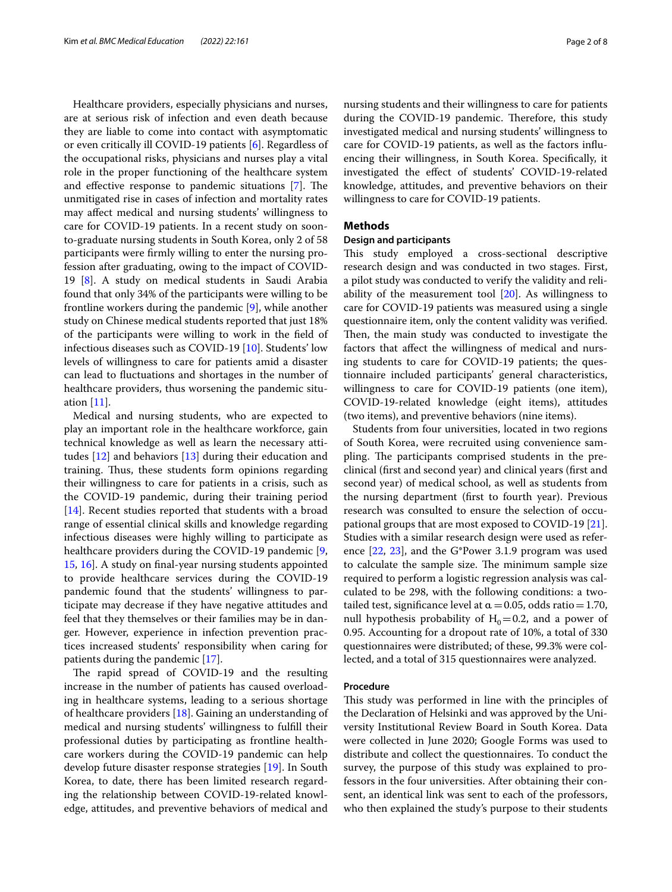Healthcare providers, especially physicians and nurses, are at serious risk of infection and even death because they are liable to come into contact with asymptomatic or even critically ill COVID-19 patients [6]. Regardless of the occupational risks, physicians and nurses play a vital role in the proper functioning of the healthcare system and effective response to pandemic situations [7]. The unmitigated rise in cases of infection and mortality rates may affect medical and nursing students' willingness to care for COVID-19 patients. In a recent study on soon-to-graduate nursing students in South Korea, only 2 of 58 participants were firmly willing to enter the nursing profession after graduating, owing to the impact of COVID-19 [8]. A study on medical students in Saudi Arabia found that only 34% of the participants were willing to be frontline workers during the pandemic [9], while another study on Chinese medical students reported that just 18% of the participants were willing to work in the field of infectious diseases such as COVID-19 [10]. Students' low levels of willingness to care for patients amid a disaster can lead to fluctuations and shortages in the number of healthcare providers, thus worsening the pandemic situation [11].

Medical and nursing students, who are expected to play an important role in the healthcare workforce, gain technical knowledge as well as learn the necessary attitudes [12] and behaviors [13] during their education and training. Thus, these students form opinions regarding their willingness to care for patients in a crisis, such as the COVID-19 pandemic, during their training period [14]. Recent studies reported that students with a broad range of essential clinical skills and knowledge regarding infectious diseases were highly willing to participate as healthcare providers during the COVID-19 pandemic [9, 15, 16]. A study on final-year nursing students appointed to provide healthcare services during the COVID-19 pandemic found that the students' willingness to participate may decrease if they have negative attitudes and feel that they themselves or their families may be in danger. However, experience in infection prevention practices increased students' responsibility when caring for patients during the pandemic [17].

The rapid spread of COVID-19 and the resulting increase in the number of patients has caused overloading in healthcare systems, leading to a serious shortage of healthcare providers [18]. Gaining an understanding of medical and nursing students' willingness to fulfill their professional duties by participating as frontline healthcare workers during the COVID-19 pandemic can help develop future disaster response strategies [19]. In South Korea, to date, there has been limited research regarding the relationship between COVID-19-related knowledge, attitudes, and preventive behaviors of medical and nursing students and their willingness to care for patients during the COVID-19 pandemic. Therefore, this study investigated medical and nursing students' willingness to care for COVID-19 patients, as well as the factors influencing their willingness, in South Korea. Specifically, it investigated the effect of students' COVID-19-related knowledge, attitudes, and preventive behaviors on their willingness to care for COVID-19 patients.

## Methods

### Design and participants

This study employed a cross-sectional descriptive research design and was conducted in two stages. First, a pilot study was conducted to verify the validity and reliability of the measurement tool [20]. As willingness to care for COVID-19 patients was measured using a single questionnaire item, only the content validity was verified. Then, the main study was conducted to investigate the factors that affect the willingness of medical and nursing students to care for COVID-19 patients; the questionnaire included participants' general characteristics, willingness to care for COVID-19 patients (one item), COVID-19-related knowledge (eight items), attitudes (two items), and preventive behaviors (nine items).

Students from four universities, located in two regions of South Korea, were recruited using convenience sampling. The participants comprised students in the preclinical (first and second year) and clinical years (first and second year) of medical school, as well as students from the nursing department (first to fourth year). Previous research was consulted to ensure the selection of occupational groups that are most exposed to COVID-19 [21]. Studies with a similar research design were used as reference [22, 23], and the G*Power 3.1.9 program was used to calculate the sample size. The minimum sample size required to perform a logistic regression analysis was calculated to be 298, with the following conditions: a two-tailed test, significance level at $\alpha = 0.05$, odds ratio $= 1.70$, null hypothesis probability of $H_0 = 0.2$, and a power of 0.95. Accounting for a dropout rate of 10%, a total of 330 questionnaires were distributed; of these, 99.3% were collected, and a total of 315 questionnaires were analyzed.

### Procedure

This study was performed in line with the principles of the Declaration of Helsinki and was approved by the University Institutional Review Board in South Korea. Data were collected in June 2020; Google Forms was used to distribute and collect the questionnaires. To conduct the survey, the purpose of this study was explained to professors in the four universities. After obtaining their consent, an identical link was sent to each of the professors, who then explained the study's purpose to their students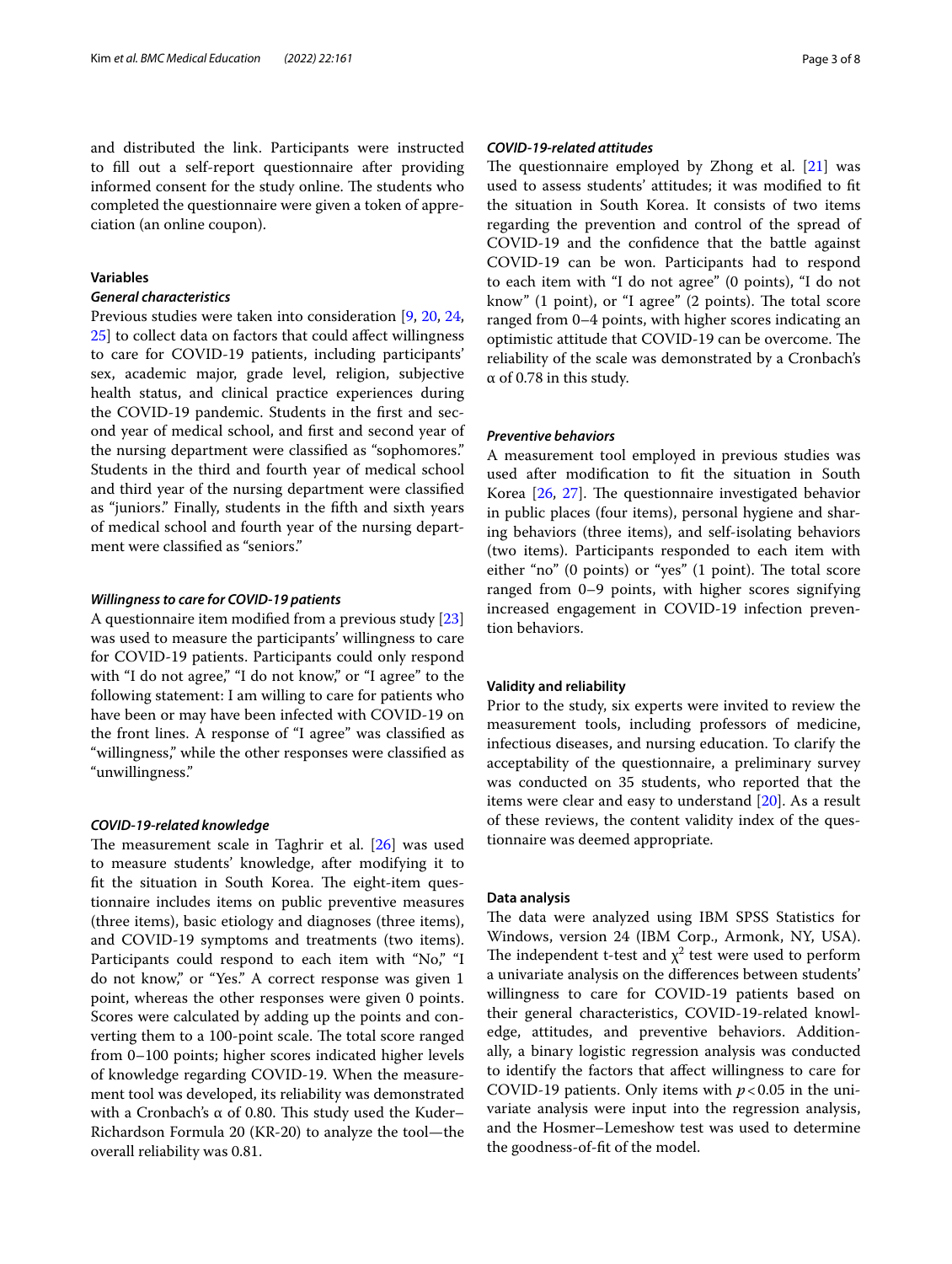and distributed the link. Participants were instructed to fill out a self-report questionnaire after providing informed consent for the study online. The students who completed the questionnaire were given a token of appreciation (an online coupon).

### Variables

#### *General characteristics*

Previous studies were taken into consideration [9, 20, 24, 25] to collect data on factors that could affect willingness to care for COVID-19 patients, including participants' sex, academic major, grade level, religion, subjective health status, and clinical practice experiences during the COVID-19 pandemic. Students in the first and second year of medical school, and first and second year of the nursing department were classified as "sophomores." Students in the third and fourth year of medical school and third year of the nursing department were classified as "juniors." Finally, students in the fifth and sixth years of medical school and fourth year of the nursing department were classified as "seniors."

#### *Willingness to care for COVID-19 patients*

A questionnaire item modified from a previous study [23] was used to measure the participants' willingness to care for COVID-19 patients. Participants could only respond with "I do not agree," "I do not know," or "I agree" to the following statement: I am willing to care for patients who have been or may have been infected with COVID-19 on the front lines. A response of "I agree" was classified as "willingness," while the other responses were classified as "unwillingness."

#### *COVID-19-related knowledge*

The measurement scale in Taghrir et al. [26] was used to measure students' knowledge, after modifying it to fit the situation in South Korea. The eight-item questionnaire includes items on public preventive measures (three items), basic etiology and diagnoses (three items), and COVID-19 symptoms and treatments (two items). Participants could respond to each item with "No," "I do not know," or "Yes." A correct response was given 1 point, whereas the other responses were given 0 points. Scores were calculated by adding up the points and converting them to a 100-point scale. The total score ranged from 0–100 points; higher scores indicated higher levels of knowledge regarding COVID-19. When the measurement tool was developed, its reliability was demonstrated with a Cronbach's α of 0.80. This study used the Kuder–Richardson Formula 20 (KR-20) to analyze the tool—the overall reliability was 0.81.

#### *COVID-19-related attitudes*

The questionnaire employed by Zhong et al. [21] was used to assess students' attitudes; it was modified to fit the situation in South Korea. It consists of two items regarding the prevention and control of the spread of COVID-19 and the confidence that the battle against COVID-19 can be won. Participants had to respond to each item with "I do not agree" (0 points), "I do not know" (1 point), or "I agree" (2 points). The total score ranged from 0–4 points, with higher scores indicating an optimistic attitude that COVID-19 can be overcome. The reliability of the scale was demonstrated by a Cronbach's α of 0.78 in this study.

#### *Preventive behaviors*

A measurement tool employed in previous studies was used after modification to fit the situation in South Korea [26, 27]. The questionnaire investigated behavior in public places (four items), personal hygiene and sharing behaviors (three items), and self-isolating behaviors (two items). Participants responded to each item with either "no" (0 points) or "yes" (1 point). The total score ranged from 0–9 points, with higher scores signifying increased engagement in COVID-19 infection prevention behaviors.

### Validity and reliability

Prior to the study, six experts were invited to review the measurement tools, including professors of medicine, infectious diseases, and nursing education. To clarify the acceptability of the questionnaire, a preliminary survey was conducted on 35 students, who reported that the items were clear and easy to understand [20]. As a result of these reviews, the content validity index of the questionnaire was deemed appropriate.

### Data analysis

The data were analyzed using IBM SPSS Statistics for Windows, version 24 (IBM Corp., Armonk, NY, USA). The independent t-test and $\chi^2$ test were used to perform a univariate analysis on the differences between students' willingness to care for COVID-19 patients based on their general characteristics, COVID-19-related knowledge, attitudes, and preventive behaviors. Additionally, a binary logistic regression analysis was conducted to identify the factors that affect willingness to care for COVID-19 patients. Only items with $p < 0.05$ in the univariate analysis were input into the regression analysis, and the Hosmer–Lemeshow test was used to determine the goodness-of-fit of the model.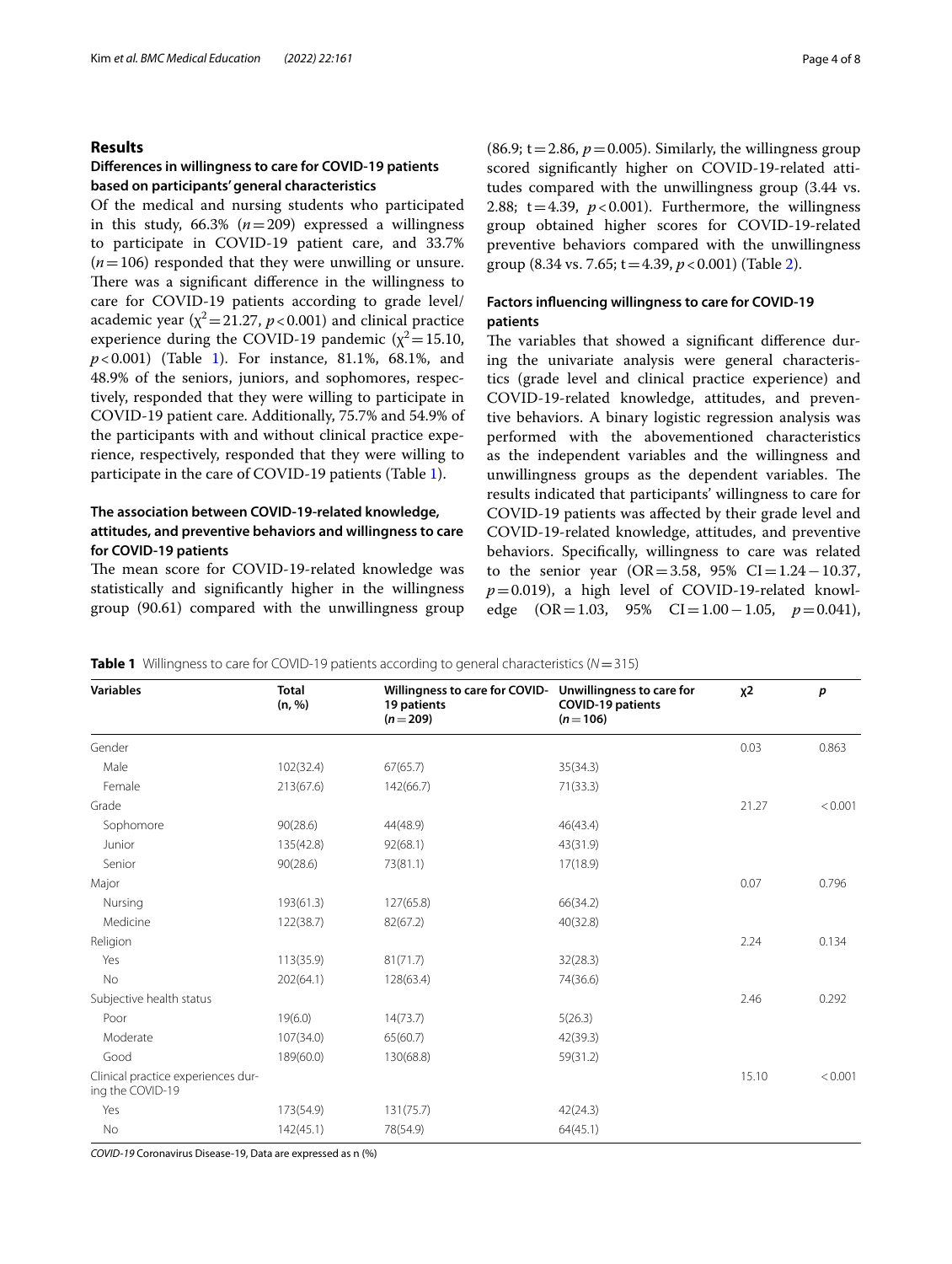## Results

### Differences in willingness to care for COVID-19 patients based on participants' general characteristics

Of the medical and nursing students who participated in this study, 66.3% ($n = 209$) expressed a willingness to participate in COVID-19 patient care, and 33.7% ($n = 106$) responded that they were unwilling or unsure. There was a significant difference in the willingness to care for COVID-19 patients according to grade level/academic year ($\chi^2 = 21.27$, $p < 0.001$) and clinical practice experience during the COVID-19 pandemic ($\chi^2 = 15.10$, $p < 0.001$) (Table 1). For instance, 81.1%, 68.1%, and 48.9% of the seniors, juniors, and sophomores, respectively, responded that they were willing to participate in COVID-19 patient care. Additionally, 75.7% and 54.9% of the participants with and without clinical practice experience, respectively, responded that they were willing to participate in the care of COVID-19 patients (Table 1).

### The association between COVID-19-related knowledge, attitudes, and preventive behaviors and willingness to care for COVID-19 patients

The mean score for COVID-19-related knowledge was statistically and significantly higher in the willingness group (90.61) compared with the unwillingness group (86.9; $t = 2.86$, $p = 0.005$). Similarly, the willingness group scored significantly higher on COVID-19-related attitudes compared with the unwillingness group (3.44 vs. 2.88; $t = 4.39$, $p < 0.001$). Furthermore, the willingness group obtained higher scores for COVID-19-related preventive behaviors compared with the unwillingness group (8.34 vs. 7.65; $t = 4.39$, $p < 0.001$) (Table 2).

### Factors influencing willingness to care for COVID-19 patients

The variables that showed a significant difference during the univariate analysis were general characteristics (grade level and clinical practice experience) and COVID-19-related knowledge, attitudes, and preventive behaviors. A binary logistic regression analysis was performed with the abovementioned characteristics as the independent variables and the willingness and unwillingness groups as the dependent variables. The results indicated that participants' willingness to care for COVID-19 patients was affected by their grade level and COVID-19-related knowledge, attitudes, and preventive behaviors. Specifically, willingness to care was related to the senior year (OR = 3.58, 95% CI = 1.24 − 10.37, $p = 0.019$), a high level of COVID-19-related knowledge (OR = 1.03, 95% CI = 1.00 − 1.05, $p = 0.041$),

**Table 1** Willingness to care for COVID-19 patients according to general characteristics ($N = 315$)

| Variables | Total (n, %) | Willingness to care for COVID-19 patients ($n = 209$) | Unwillingness to care for COVID-19 patients ($n = 106$) | χ2 | *p* |
|---|---|---|---|---|---|
| Gender | | | | 0.03 | 0.863 |
| Male | 102(32.4) | 67(65.7) | 35(34.3) | | |
| Female | 213(67.6) | 142(66.7) | 71(33.3) | | |
| Grade | | | | 21.27 | < 0.001 |
| Sophomore | 90(28.6) | 44(48.9) | 46(43.4) | | |
| Junior | 135(42.8) | 92(68.1) | 43(31.9) | | |
| Senior | 90(28.6) | 73(81.1) | 17(18.9) | | |
| Major | | | | 0.07 | 0.796 |
| Nursing | 193(61.3) | 127(65.8) | 66(34.2) | | |
| Medicine | 122(38.7) | 82(67.2) | 40(32.8) | | |
| Religion | | | | 2.24 | 0.134 |
| Yes | 113(35.9) | 81(71.7) | 32(28.3) | | |
| No | 202(64.1) | 128(63.4) | 74(36.6) | | |
| Subjective health status | | | | 2.46 | 0.292 |
| Poor | 19(6.0) | 14(73.7) | 5(26.3) | | |
| Moderate | 107(34.0) | 65(60.7) | 42(39.3) | | |
| Good | 189(60.0) | 130(68.8) | 59(31.2) | | |
| Clinical practice experiences during the COVID-19 | | | | 15.10 | < 0.001 |
| Yes | 173(54.9) | 131(75.7) | 42(24.3) | | |
| No | 142(45.1) | 78(54.9) | 64(45.1) | | |

*COVID-19* Coronavirus Disease-19, Data are expressed as n (%)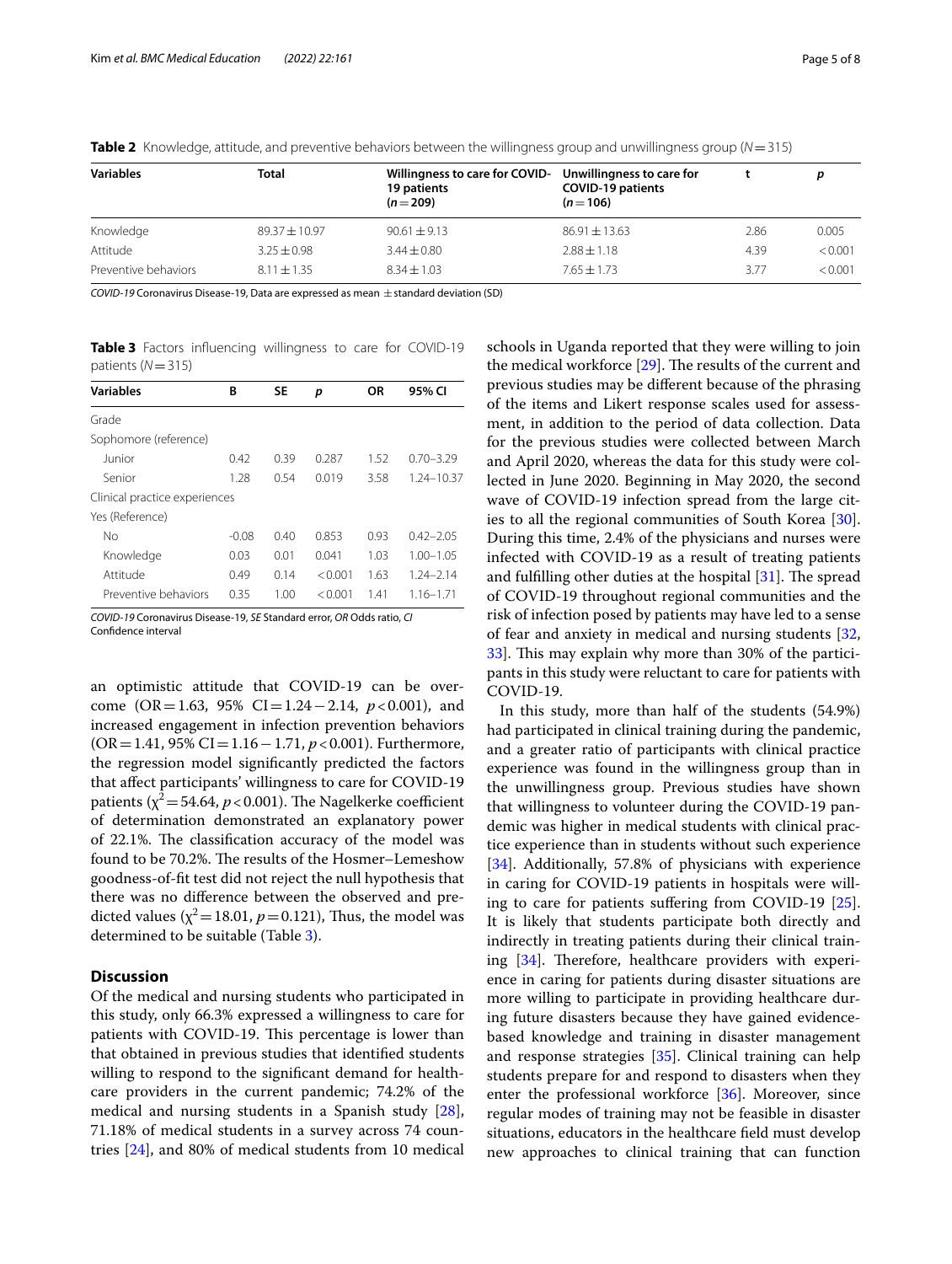**Table 2** Knowledge, attitude, and preventive behaviors between the willingness group and unwillingness group ($N=315$)

| Variables | Total | Willingness to care for COVID-19 patients ($n=209$) | Unwillingness to care for COVID-19 patients ($n=106$) | t | p |
|---|---|---|---|---|---|
| Knowledge | 89.37 ± 10.97 | 90.61 ± 9.13 | 86.91 ± 13.63 | 2.86 | 0.005 |
| Attitude | 3.25 ± 0.98 | 3.44 ± 0.80 | 2.88 ± 1.18 | 4.39 | < 0.001 |
| Preventive behaviors | 8.11 ± 1.35 | 8.34 ± 1.03 | 7.65 ± 1.73 | 3.77 | < 0.001 |

*COVID-19* Coronavirus Disease-19, Data are expressed as mean ± standard deviation (SD)

**Table 3** Factors influencing willingness to care for COVID-19 patients ($N=315$)

| Variables | B | SE | p | OR | 95% CI |
|---|---|---|---|---|---|
| Grade | | | | | |
| Sophomore (reference) | | | | | |
| Junior | 0.42 | 0.39 | 0.287 | 1.52 | 0.70–3.29 |
| Senior | 1.28 | 0.54 | 0.019 | 3.58 | 1.24–10.37 |
| Clinical practice experiences | | | | | |
| Yes (Reference) | | | | | |
| No | -0.08 | 0.40 | 0.853 | 0.93 | 0.42–2.05 |
| Knowledge | 0.03 | 0.01 | 0.041 | 1.03 | 1.00–1.05 |
| Attitude | 0.49 | 0.14 | < 0.001 | 1.63 | 1.24–2.14 |
| Preventive behaviors | 0.35 | 1.00 | < 0.001 | 1.41 | 1.16–1.71 |

*COVID-19* Coronavirus Disease-19, *SE* Standard error, *OR* Odds ratio, *CI* Confidence interval

an optimistic attitude that COVID-19 can be overcome (OR = 1.63, 95% CI = 1.24 − 2.14, $p < 0.001$), and increased engagement in infection prevention behaviors (OR = 1.41, 95% CI = 1.16 − 1.71, $p < 0.001$). Furthermore, the regression model significantly predicted the factors that affect participants' willingness to care for COVID-19 patients ($\chi^2 = 54.64$, $p < 0.001$). The Nagelkerke coefficient of determination demonstrated an explanatory power of 22.1%. The classification accuracy of the model was found to be 70.2%. The results of the Hosmer–Lemeshow goodness-of-fit test did not reject the null hypothesis that there was no difference between the observed and predicted values ($\chi^2 = 18.01$, $p = 0.121$), Thus, the model was determined to be suitable (Table 3).

## Discussion

Of the medical and nursing students who participated in this study, only 66.3% expressed a willingness to care for patients with COVID-19. This percentage is lower than that obtained in previous studies that identified students willing to respond to the significant demand for healthcare providers in the current pandemic; 74.2% of the medical and nursing students in a Spanish study [28], 71.18% of medical students in a survey across 74 countries [24], and 80% of medical students from 10 medical schools in Uganda reported that they were willing to join the medical workforce [29]. The results of the current and previous studies may be different because of the phrasing of the items and Likert response scales used for assessment, in addition to the period of data collection. Data for the previous studies were collected between March and April 2020, whereas the data for this study were collected in June 2020. Beginning in May 2020, the second wave of COVID-19 infection spread from the large cities to all the regional communities of South Korea [30]. During this time, 2.4% of the physicians and nurses were infected with COVID-19 as a result of treating patients and fulfilling other duties at the hospital [31]. The spread of COVID-19 throughout regional communities and the risk of infection posed by patients may have led to a sense of fear and anxiety in medical and nursing students [32, 33]. This may explain why more than 30% of the participants in this study were reluctant to care for patients with COVID-19.

In this study, more than half of the students (54.9%) had participated in clinical training during the pandemic, and a greater ratio of participants with clinical practice experience was found in the willingness group than in the unwillingness group. Previous studies have shown that willingness to volunteer during the COVID-19 pandemic was higher in medical students with clinical practice experience than in students without such experience [34]. Additionally, 57.8% of physicians with experience in caring for COVID-19 patients in hospitals were willing to care for patients suffering from COVID-19 [25]. It is likely that students participate both directly and indirectly in treating patients during their clinical training [34]. Therefore, healthcare providers with experience in caring for patients during disaster situations are more willing to participate in providing healthcare during future disasters because they have gained evidence-based knowledge and training in disaster management and response strategies [35]. Clinical training can help students prepare for and respond to disasters when they enter the professional workforce [36]. Moreover, since regular modes of training may not be feasible in disaster situations, educators in the healthcare field must develop new approaches to clinical training that can function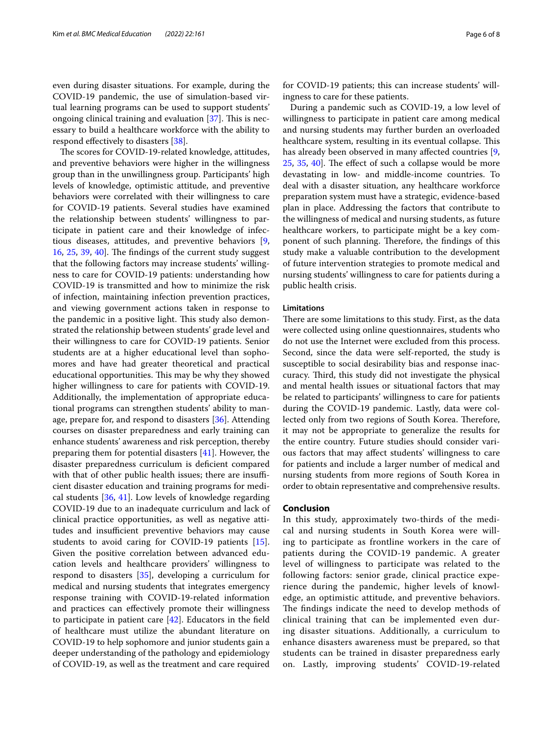even during disaster situations. For example, during the COVID-19 pandemic, the use of simulation-based virtual learning programs can be used to support students' ongoing clinical training and evaluation [37]. This is necessary to build a healthcare workforce with the ability to respond effectively to disasters [38].

The scores for COVID-19-related knowledge, attitudes, and preventive behaviors were higher in the willingness group than in the unwillingness group. Participants' high levels of knowledge, optimistic attitude, and preventive behaviors were correlated with their willingness to care for COVID-19 patients. Several studies have examined the relationship between students' willingness to participate in patient care and their knowledge of infectious diseases, attitudes, and preventive behaviors [9, 16, 25, 39, 40]. The findings of the current study suggest that the following factors may increase students' willingness to care for COVID-19 patients: understanding how COVID-19 is transmitted and how to minimize the risk of infection, maintaining infection prevention practices, and viewing government actions taken in response to the pandemic in a positive light. This study also demonstrated the relationship between students' grade level and their willingness to care for COVID-19 patients. Senior students are at a higher educational level than sophomores and have had greater theoretical and practical educational opportunities. This may be why they showed higher willingness to care for patients with COVID-19. Additionally, the implementation of appropriate educational programs can strengthen students' ability to manage, prepare for, and respond to disasters [36]. Attending courses on disaster preparedness and early training can enhance students' awareness and risk perception, thereby preparing them for potential disasters [41]. However, the disaster preparedness curriculum is deficient compared with that of other public health issues; there are insufficient disaster education and training programs for medical students [36, 41]. Low levels of knowledge regarding COVID-19 due to an inadequate curriculum and lack of clinical practice opportunities, as well as negative attitudes and insufficient preventive behaviors may cause students to avoid caring for COVID-19 patients [15]. Given the positive correlation between advanced education levels and healthcare providers' willingness to respond to disasters [35], developing a curriculum for medical and nursing students that integrates emergency response training with COVID-19-related information and practices can effectively promote their willingness to participate in patient care [42]. Educators in the field of healthcare must utilize the abundant literature on COVID-19 to help sophomore and junior students gain a deeper understanding of the pathology and epidemiology of COVID-19, as well as the treatment and care required for COVID-19 patients; this can increase students' willingness to care for these patients.

During a pandemic such as COVID-19, a low level of willingness to participate in patient care among medical and nursing students may further burden an overloaded healthcare system, resulting in its eventual collapse. This has already been observed in many affected countries [9, 25, 35, 40]. The effect of such a collapse would be more devastating in low- and middle-income countries. To deal with a disaster situation, any healthcare workforce preparation system must have a strategic, evidence-based plan in place. Addressing the factors that contribute to the willingness of medical and nursing students, as future healthcare workers, to participate might be a key component of such planning. Therefore, the findings of this study make a valuable contribution to the development of future intervention strategies to promote medical and nursing students' willingness to care for patients during a public health crisis.

### Limitations

There are some limitations to this study. First, as the data were collected using online questionnaires, students who do not use the Internet were excluded from this process. Second, since the data were self-reported, the study is susceptible to social desirability bias and response inaccuracy. Third, this study did not investigate the physical and mental health issues or situational factors that may be related to participants' willingness to care for patients during the COVID-19 pandemic. Lastly, data were collected only from two regions of South Korea. Therefore, it may not be appropriate to generalize the results for the entire country. Future studies should consider various factors that may affect students' willingness to care for patients and include a larger number of medical and nursing students from more regions of South Korea in order to obtain representative and comprehensive results.

## Conclusion

In this study, approximately two-thirds of the medical and nursing students in South Korea were willing to participate as frontline workers in the care of patients during the COVID-19 pandemic. A greater level of willingness to participate was related to the following factors: senior grade, clinical practice experience during the pandemic, higher levels of knowledge, an optimistic attitude, and preventive behaviors. The findings indicate the need to develop methods of clinical training that can be implemented even during disaster situations. Additionally, a curriculum to enhance disasters awareness must be prepared, so that students can be trained in disaster preparedness early on. Lastly, improving students' COVID-19-related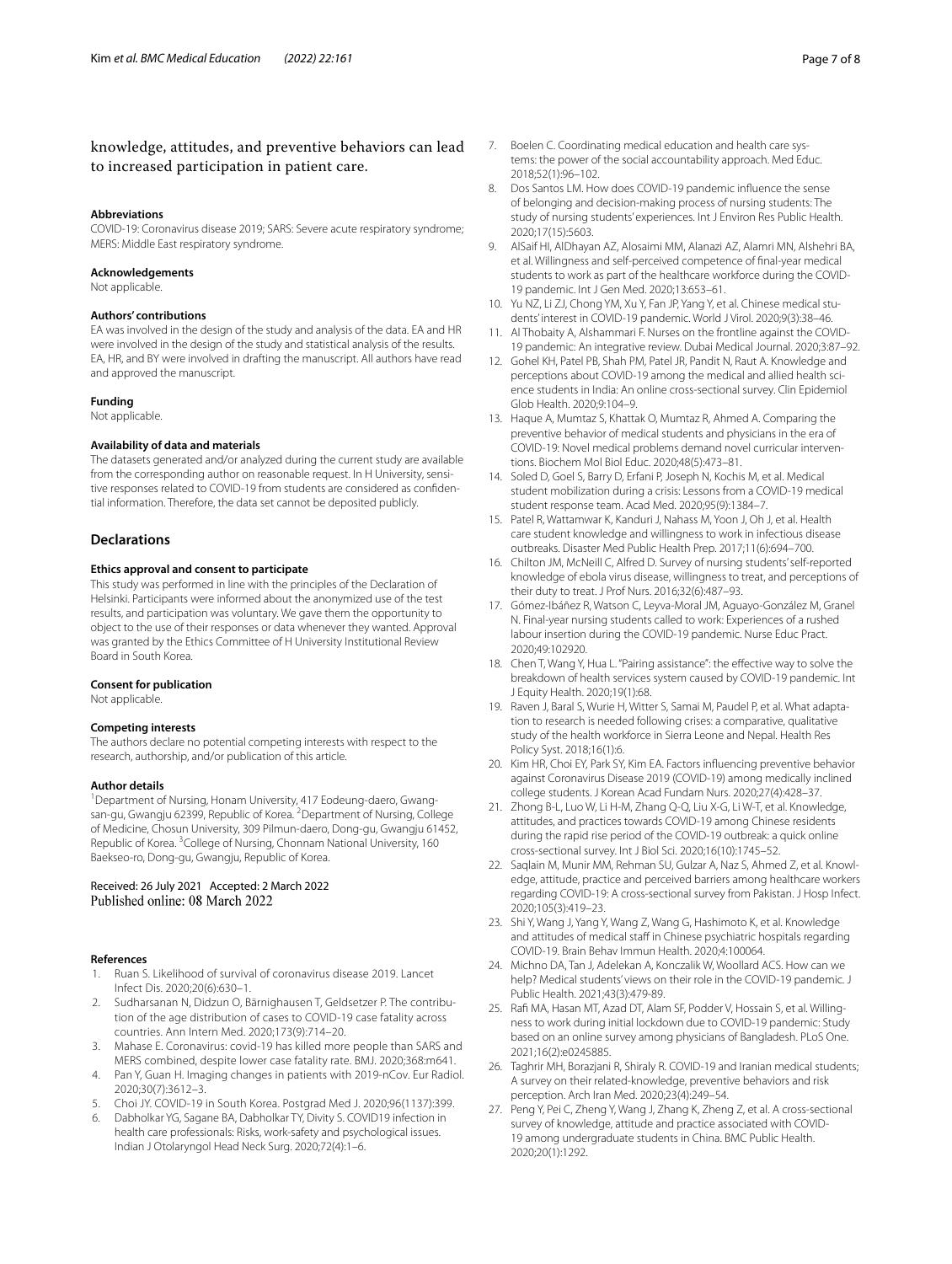knowledge, attitudes, and preventive behaviors can lead to increased participation in patient care.

#### Abbreviations

COVID-19: Coronavirus disease 2019; SARS: Severe acute respiratory syndrome; MERS: Middle East respiratory syndrome.

#### Acknowledgements

Not applicable.

#### Authors' contributions

EA was involved in the design of the study and analysis of the data. EA and HR were involved in the design of the study and statistical analysis of the results. EA, HR, and BY were involved in drafting the manuscript. All authors have read and approved the manuscript.

#### Funding

Not applicable.

#### Availability of data and materials

The datasets generated and/or analyzed during the current study are available from the corresponding author on reasonable request. In H University, sensitive responses related to COVID-19 from students are considered as confidential information. Therefore, the data set cannot be deposited publicly.

## Declarations

#### Ethics approval and consent to participate

This study was performed in line with the principles of the Declaration of Helsinki. Participants were informed about the anonymized use of the test results, and participation was voluntary. We gave them the opportunity to object to the use of their responses or data whenever they wanted. Approval was granted by the Ethics Committee of H University Institutional Review Board in South Korea.

#### Consent for publication

Not applicable.

#### Competing interests

The authors declare no potential competing interests with respect to the research, authorship, and/or publication of this article.

#### Author details

[1]Department of Nursing, Honam University, 417 Eodeung-daero, Gwangsan-gu, Gwangju 62399, Republic of Korea. [2]Department of Nursing, College of Medicine, Chosun University, 309 Pilmun-daero, Dong-gu, Gwangju 61452, Republic of Korea. [3]College of Nursing, Chonnam National University, 160 Baekseo-ro, Dong-gu, Gwangju, Republic of Korea.

Received: 26 July 2021 Accepted: 2 March 2022
Published online: 08 March 2022

#### References

1. Ruan S. Likelihood of survival of coronavirus disease 2019. Lancet Infect Dis. 2020;20(6):630–1.
2. Sudharsanan N, Didzun O, Bärnighausen T, Geldsetzer P. The contribution of the age distribution of cases to COVID-19 case fatality across countries. Ann Intern Med. 2020;173(9):714–20.
3. Mahase E. Coronavirus: covid-19 has killed more people than SARS and MERS combined, despite lower case fatality rate. BMJ. 2020;368:m641.
4. Pan Y, Guan H. Imaging changes in patients with 2019-nCov. Eur Radiol. 2020;30(7):3612–3.
5. Choi JY. COVID-19 in South Korea. Postgrad Med J. 2020;96(1137):399.
6. Dabholkar YG, Sagane BA, Dabholkar TY, Divity S. COVID19 infection in health care professionals: Risks, work-safety and psychological issues. Indian J Otolaryngol Head Neck Surg. 2020;72(4):1–6.
7. Boelen C. Coordinating medical education and health care systems: the power of the social accountability approach. Med Educ. 2018;52(1):96–102.
8. Dos Santos LM. How does COVID-19 pandemic influence the sense of belonging and decision-making process of nursing students: The study of nursing students' experiences. Int J Environ Res Public Health. 2020;17(15):5603.
9. AlSaif HI, AlDhayan AZ, Alosaimi MM, Alanazi AZ, Alamri MN, Alshehri BA, et al. Willingness and self-perceived competence of final-year medical students to work as part of the healthcare workforce during the COVID-19 pandemic. Int J Gen Med. 2020;13:653–61.
10. Yu NZ, Li ZJ, Chong YM, Xu Y, Fan JP, Yang Y, et al. Chinese medical students' interest in COVID-19 pandemic. World J Virol. 2020;9(3):38–46.
11. Al Thobaity A, Alshammari F. Nurses on the frontline against the COVID-19 pandemic: An integrative review. Dubai Medical Journal. 2020;3:87–92.
12. Gohel KH, Patel PB, Shah PM, Patel JR, Pandit N, Raut A. Knowledge and perceptions about COVID-19 among the medical and allied health science students in India: An online cross-sectional survey. Clin Epidemiol Glob Health. 2020;9:104–9.
13. Haque A, Mumtaz S, Khattak O, Mumtaz R, Ahmed A. Comparing the preventive behavior of medical students and physicians in the era of COVID-19: Novel medical problems demand novel curricular interventions. Biochem Mol Biol Educ. 2020;48(5):473–81.
14. Soled D, Goel S, Barry D, Erfani P, Joseph N, Kochis M, et al. Medical student mobilization during a crisis: Lessons from a COVID-19 medical student response team. Acad Med. 2020;95(9):1384–7.
15. Patel R, Wattamwar K, Kanduri J, Nahass M, Yoon J, Oh J, et al. Health care student knowledge and willingness to work in infectious disease outbreaks. Disaster Med Public Health Prep. 2017;11(6):694–700.
16. Chilton JM, McNeill C, Alfred D. Survey of nursing students' self-reported knowledge of ebola virus disease, willingness to treat, and perceptions of their duty to treat. J Prof Nurs. 2016;32(6):487–93.
17. Gómez-Ibáñez R, Watson C, Leyva-Moral JM, Aguayo-González M, Granel N. Final-year nursing students called to work: Experiences of a rushed labour insertion during the COVID-19 pandemic. Nurse Educ Pract. 2020;49:102920.
18. Chen T, Wang Y, Hua L. "Pairing assistance": the effective way to solve the breakdown of health services system caused by COVID-19 pandemic. Int J Equity Health. 2020;19(1):68.
19. Raven J, Baral S, Wurie H, Witter S, Samai M, Paudel P, et al. What adaptation to research is needed following crises: a comparative, qualitative study of the health workforce in Sierra Leone and Nepal. Health Res Policy Syst. 2018;16(1):6.
20. Kim HR, Choi EY, Park SY, Kim EA. Factors influencing preventive behavior against Coronavirus Disease 2019 (COVID-19) among medically inclined college students. J Korean Acad Fundam Nurs. 2020;27(4):428–37.
21. Zhong B-L, Luo W, Li H-M, Zhang Q-Q, Liu X-G, Li W-T, et al. Knowledge, attitudes, and practices towards COVID-19 among Chinese residents during the rapid rise period of the COVID-19 outbreak: a quick online cross-sectional survey. Int J Biol Sci. 2020;16(10):1745–52.
22. Saqlain M, Munir MM, Rehman SU, Gulzar A, Naz S, Ahmed Z, et al. Knowledge, attitude, practice and perceived barriers among healthcare workers regarding COVID-19: A cross-sectional survey from Pakistan. J Hosp Infect. 2020;105(3):419–23.
23. Shi Y, Wang J, Yang Y, Wang Z, Wang G, Hashimoto K, et al. Knowledge and attitudes of medical staff in Chinese psychiatric hospitals regarding COVID-19. Brain Behav Immun Health. 2020;4:100064.
24. Michno DA, Tan J, Adelekan A, Konczalik W, Woollard ACS. How can we help? Medical students' views on their role in the COVID-19 pandemic. J Public Health. 2021;43(3):479-89.
25. Rafi MA, Hasan MT, Azad DT, Alam SF, Podder V, Hossain S, et al. Willingness to work during initial lockdown due to COVID-19 pandemic: Study based on an online survey among physicians of Bangladesh. PLoS One. 2021;16(2):e0245885.
26. Taghrir MH, Borazjani R, Shiraly R. COVID-19 and Iranian medical students; A survey on their related-knowledge, preventive behaviors and risk perception. Arch Iran Med. 2020;23(4):249–54.
27. Peng Y, Pei C, Zheng Y, Wang J, Zhang K, Zheng Z, et al. A cross-sectional survey of knowledge, attitude and practice associated with COVID-19 among undergraduate students in China. BMC Public Health. 2020;20(1):1292.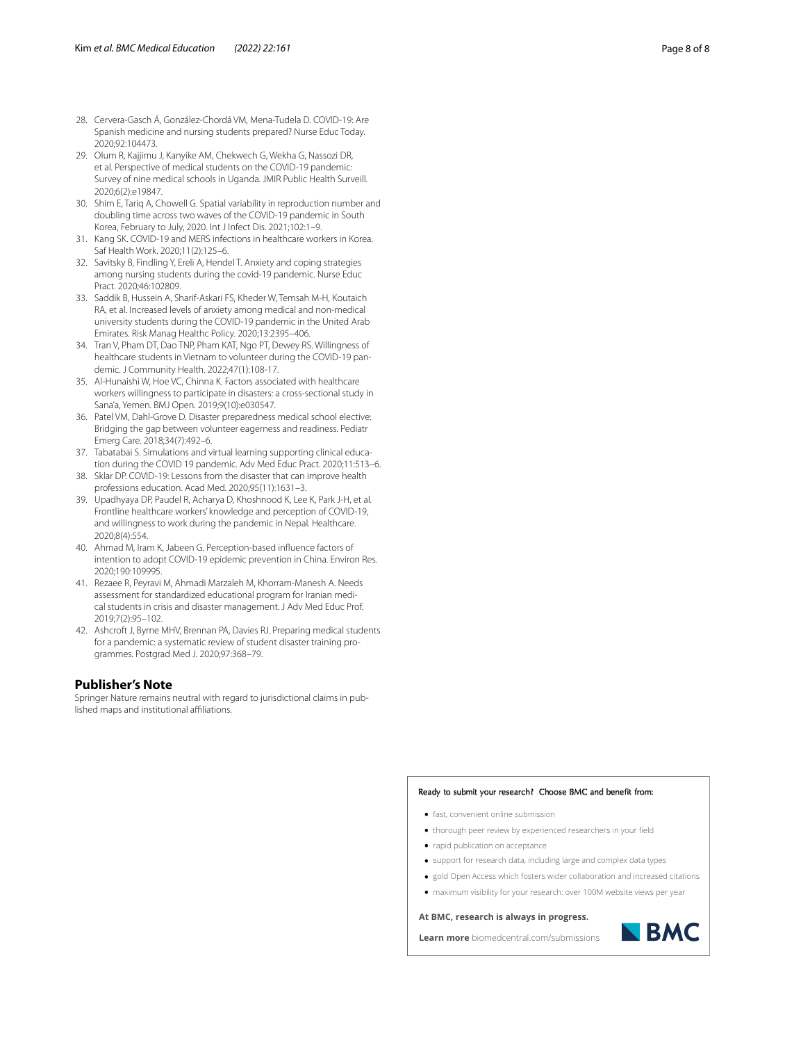28. Cervera-Gasch Á, González-Chordá VM, Mena-Tudela D. COVID-19: Are Spanish medicine and nursing students prepared? Nurse Educ Today. 2020;92:104473.
29. Olum R, Kajjimu J, Kanyike AM, Chekwech G, Wekha G, Nassozi DR, et al. Perspective of medical students on the COVID-19 pandemic: Survey of nine medical schools in Uganda. JMIR Public Health Surveill. 2020;6(2):e19847.
30. Shim E, Tariq A, Chowell G. Spatial variability in reproduction number and doubling time across two waves of the COVID-19 pandemic in South Korea, February to July, 2020. Int J Infect Dis. 2021;102:1–9.
31. Kang SK. COVID-19 and MERS infections in healthcare workers in Korea. Saf Health Work. 2020;11(2):125–6.
32. Savitsky B, Findling Y, Ereli A, Hendel T. Anxiety and coping strategies among nursing students during the covid-19 pandemic. Nurse Educ Pract. 2020;46:102809.
33. Saddik B, Hussein A, Sharif-Askari FS, Kheder W, Temsah M-H, Koutaich RA, et al. Increased levels of anxiety among medical and non-medical university students during the COVID-19 pandemic in the United Arab Emirates. Risk Manag Healthc Policy. 2020;13:2395–406.
34. Tran V, Pham DT, Dao TNP, Pham KAT, Ngo PT, Dewey RS. Willingness of healthcare students in Vietnam to volunteer during the COVID-19 pandemic. J Community Health. 2022;47(1):108-17.
35. Al-Hunaishi W, Hoe VC, Chinna K. Factors associated with healthcare workers willingness to participate in disasters: a cross-sectional study in Sana'a, Yemen. BMJ Open. 2019;9(10):e030547.
36. Patel VM, Dahl-Grove D. Disaster preparedness medical school elective: Bridging the gap between volunteer eagerness and readiness. Pediatr Emerg Care. 2018;34(7):492–6.
37. Tabatabai S. Simulations and virtual learning supporting clinical education during the COVID 19 pandemic. Adv Med Educ Pract. 2020;11:513–6.
38. Sklar DP. COVID-19: Lessons from the disaster that can improve health professions education. Acad Med. 2020;95(11):1631–3.
39. Upadhyaya DP, Paudel R, Acharya D, Khoshnood K, Lee K, Park J-H, et al. Frontline healthcare workers' knowledge and perception of COVID-19, and willingness to work during the pandemic in Nepal. Healthcare. 2020;8(4):554.
40. Ahmad M, Iram K, Jabeen G. Perception-based influence factors of intention to adopt COVID-19 epidemic prevention in China. Environ Res. 2020;190:109995.
41. Rezaee R, Peyravi M, Ahmadi Marzaleh M, Khorram-Manesh A. Needs assessment for standardized educational program for Iranian medical students in crisis and disaster management. J Adv Med Educ Prof. 2019;7(2):95–102.
42. Ashcroft J, Byrne MHV, Brennan PA, Davies RJ. Preparing medical students for a pandemic: a systematic review of student disaster training programmes. Postgrad Med J. 2020;97:368–79.

## Publisher's Note

Springer Nature remains neutral with regard to jurisdictional claims in published maps and institutional affiliations.

Ready to submit your research? Choose BMC and benefit from:

- fast, convenient online submission
- thorough peer review by experienced researchers in your field
- rapid publication on acceptance
- support for research data, including large and complex data types
- gold Open Access which fosters wider collaboration and increased citations
- maximum visibility for your research: over 100M website views per year

**At BMC, research is always in progress.**

**Learn more** biomedcentral.com/submissions

BMC